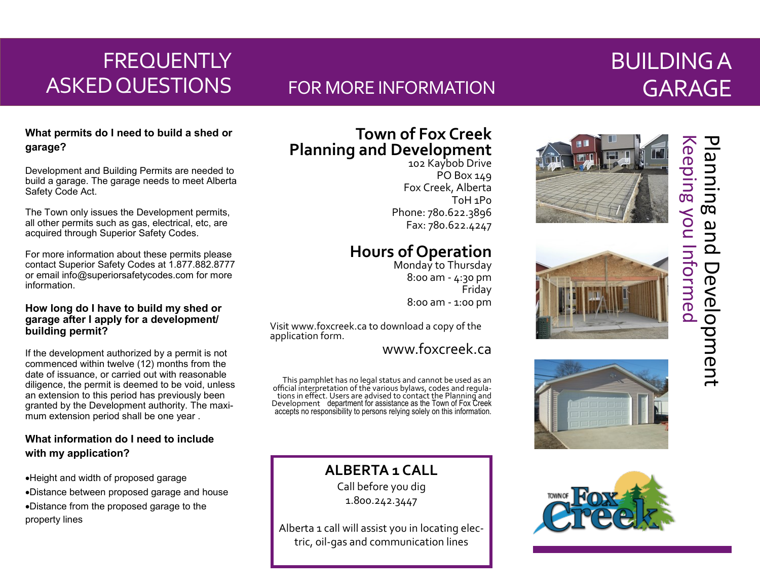# FREQUENTLY ASKED QUESTIONS

**What permits do I need to build a shed or garage?**

Development and Building Permits are needed to build a garage. The garage needs to meet Alberta Safety Code Act.

The Town only issues the Development permits, all other permits such as gas, electrical, etc, are acquired through Superior Safety Codes.

For more information about these permits please contact Superior Safety Codes at 1.877.882.8777 or email info@superiorsafetycodes.com for more information.

**How long do I have to build my shed or garage after I apply for a development/ building permit?**

If the development authorized by a permit is not commenced within twelve (12) months from the date of issuance, or carried out with reasonable diligence, the permit is deemed to be void, unless an extension to this period has previously been granted by the Development authority. The maximum extension period shall be one year .

**What information do I need to include with my application?**

- Height and width of proposed garage
- Distance between proposed garage and house
- Distance from the proposed garage to the property lines

# FOR MORE INFORMATION

## Town of Fox Creek Planning and Development

102 Kaybob Drive
PO Box 149
Fox Creek, Alberta
T0H 1P0
Phone: 780.622.3896
Fax: 780.622.4247

## Hours of Operation

Monday to Thursday
8:00 am - 4:30 pm
Friday
8:00 am - 1:00 pm

Visit www.foxcreek.ca to download a copy of the application form.

www.foxcreek.ca

This pamphlet has no legal status and cannot be used as an official interpretation of the various bylaws, codes and regulations in effect. Users are advised to contact the Planning and Development department for assistance as the Town of Fox Creek accepts no responsibility to persons relying solely on this information.

**ALBERTA 1 CALL**

Call before you dig
1.800.242.3447

Alberta 1 call will assist you in locating electric, oil-gas and communication lines

# BUILDING A GARAGE

Planning and Development
Keeping you Informed

TOWN OF Fox Creek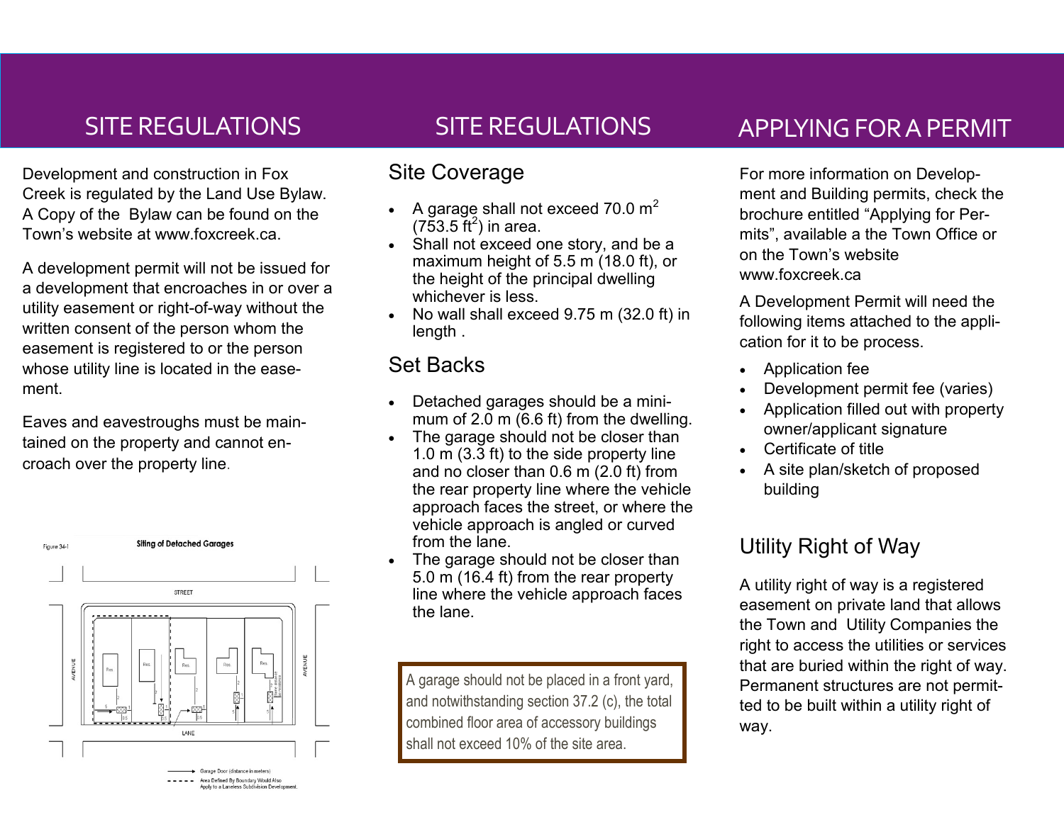## SITE REGULATIONS

Development and construction in Fox Creek is regulated by the Land Use Bylaw. A Copy of the Bylaw can be found on the Town's website at www.foxcreek.ca.

A development permit will not be issued for a development that encroaches in or over a utility easement or right-of-way without the written consent of the person whom the easement is registered to or the person whose utility line is located in the easement.

Eaves and eavestroughs must be maintained on the property and cannot encroach over the property line.

Figure 34-1

Siting of Detached Garages

STREET

AVENUE

LANE

Res.

Garage Door (distance in meters)

Area Defined By Boundary Would Also Apply to a Laneless Subdivision Development.

## SITE REGULATIONS

### Site Coverage

- A garage shall not exceed 70.0 $m^2$ (753.5 $ft^2$) in area.
- Shall not exceed one story, and be a maximum height of 5.5 m (18.0 ft), or the height of the principal dwelling whichever is less.
- No wall shall exceed 9.75 m (32.0 ft) in length .

### Set Backs

- Detached garages should be a minimum of 2.0 m (6.6 ft) from the dwelling.
- The garage should not be closer than 1.0 m (3.3 ft) to the side property line and no closer than 0.6 m (2.0 ft) from the rear property line where the vehicle approach faces the street, or where the vehicle approach is angled or curved from the lane.
- The garage should not be closer than 5.0 m (16.4 ft) from the rear property line where the vehicle approach faces the lane.

A garage should not be placed in a front yard, and notwithstanding section 37.2 (c), the total combined floor area of accessory buildings shall not exceed 10% of the site area.

## APPLYING FOR A PERMIT

For more information on Development and Building permits, check the brochure entitled "Applying for Permits", available a the Town Office or on the Town's website www.foxcreek.ca

A Development Permit will need the following items attached to the application for it to be process.

- Application fee
- Development permit fee (varies)
- Application filled out with property owner/applicant signature
- Certificate of title
- A site plan/sketch of proposed building

### Utility Right of Way

A utility right of way is a registered easement on private land that allows the Town and Utility Companies the right to access the utilities or services that are buried within the right of way. Permanent structures are not permitted to be built within a utility right of way.